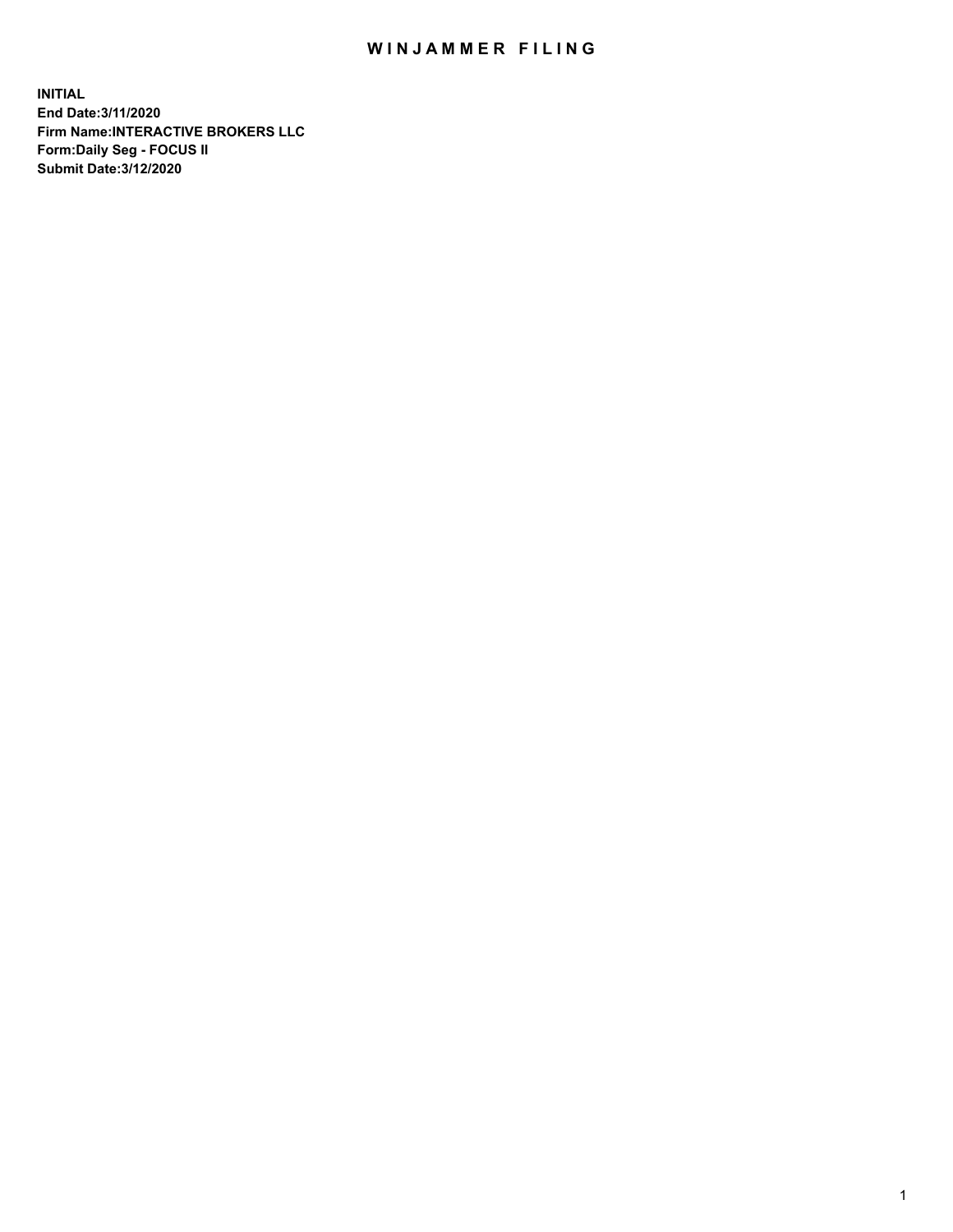# WINJAMMER FILING

**INITIAL**
**End Date:3/11/2020**
**Firm Name:INTERACTIVE BROKERS LLC**
**Form:Daily Seg - FOCUS II**
**Submit Date:3/12/2020**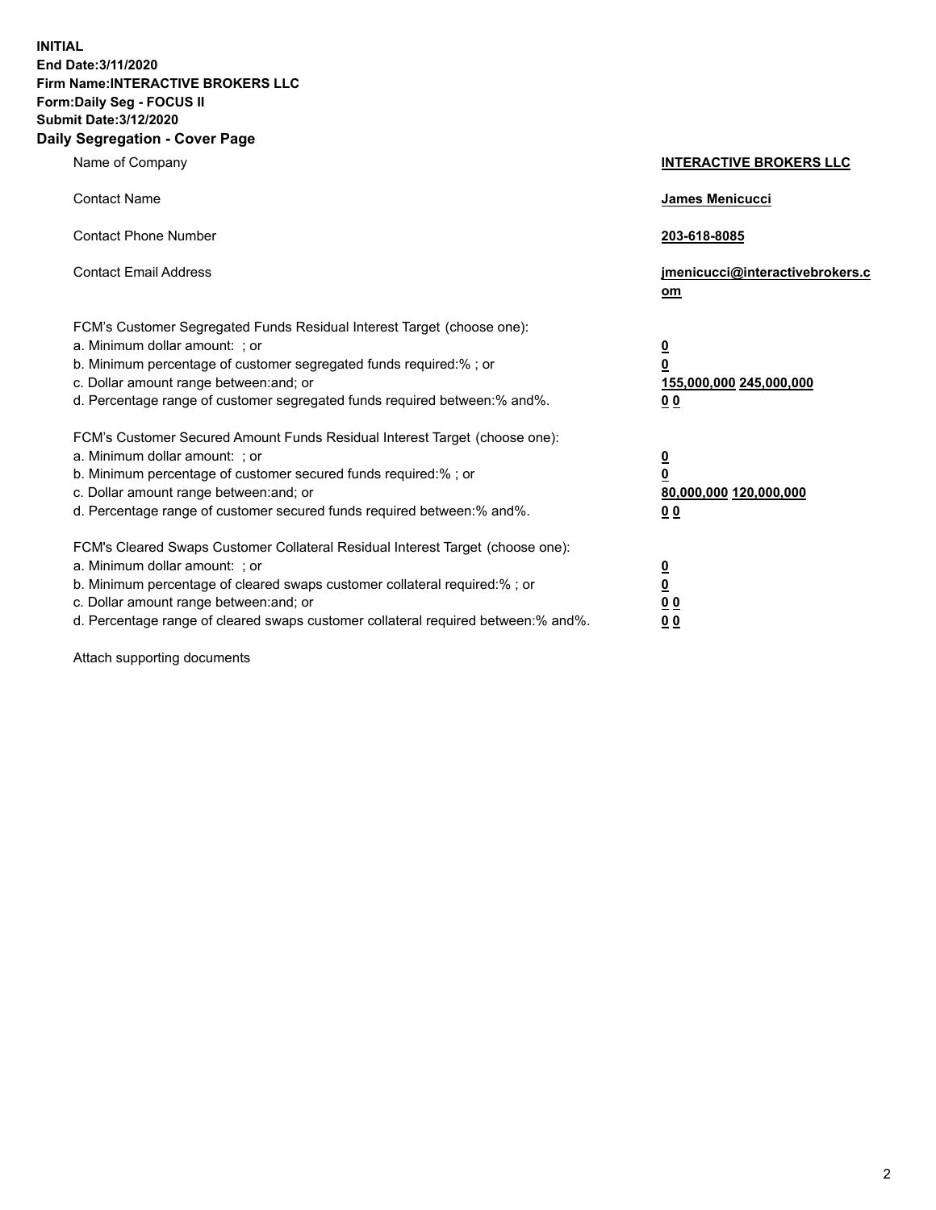**INITIAL**
**End Date:3/11/2020**
**Firm Name:INTERACTIVE BROKERS LLC**
**Form:Daily Seg - FOCUS II**
**Submit Date:3/12/2020**

## Daily Segregation - Cover Page

| | |
|---|---|
| Name of Company | **INTERACTIVE BROKERS LLC** |
| Contact Name | **James Menicucci** |
| Contact Phone Number | **203-618-8085** |
| Contact Email Address | **jmenicucci@interactivebrokers.com** |
| FCM's Customer Segregated Funds Residual Interest Target (choose one): | |
| a. Minimum dollar amount: ; or | **0** |
| b. Minimum percentage of customer segregated funds required:% ; or | **0** |
| c. Dollar amount range between:and; or | **155,000,000 245,000,000** |
| d. Percentage range of customer segregated funds required between:% and%. | **0 0** |
| FCM's Customer Secured Amount Funds Residual Interest Target (choose one): | |
| a. Minimum dollar amount: ; or | **0** |
| b. Minimum percentage of customer secured funds required:% ; or | **0** |
| c. Dollar amount range between:and; or | **80,000,000 120,000,000** |
| d. Percentage range of customer secured funds required between:% and%. | **0 0** |
| FCM's Cleared Swaps Customer Collateral Residual Interest Target (choose one): | |
| a. Minimum dollar amount: ; or | **0** |
| b. Minimum percentage of cleared swaps customer collateral required:% ; or | **0** |
| c. Dollar amount range between:and; or | **0 0** |
| d. Percentage range of cleared swaps customer collateral required between:% and%. | **0 0** |

Attach supporting documents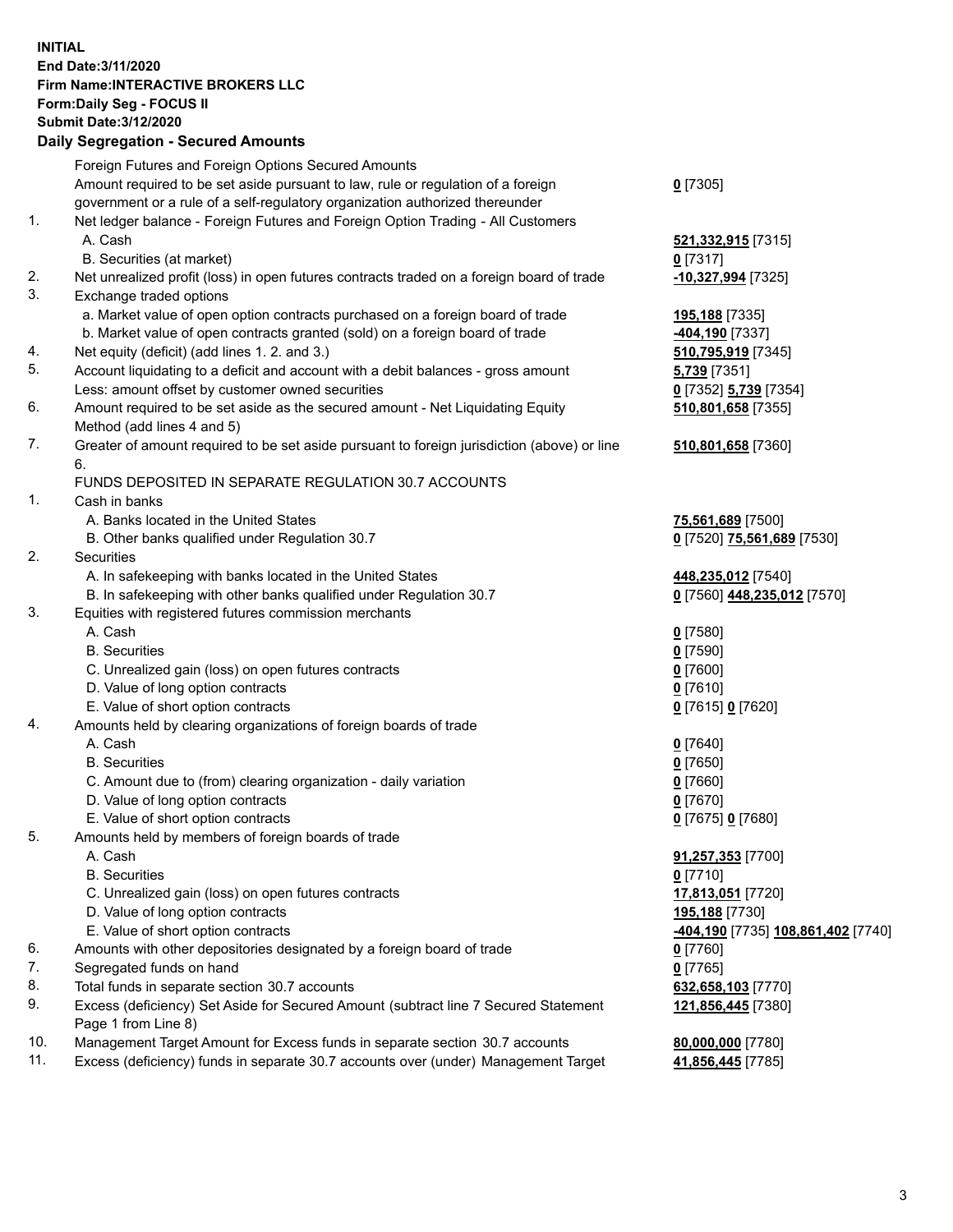**INITIAL**
**End Date:3/11/2020**
**Firm Name:INTERACTIVE BROKERS LLC**
**Form:Daily Seg - FOCUS II**
**Submit Date:3/12/2020**

**Daily Segregation - Secured Amounts**

| | | |
|---|---|---|
| | Foreign Futures and Foreign Options Secured Amounts | |
| | Amount required to be set aside pursuant to law, rule or regulation of a foreign government or a rule of a self-regulatory organization authorized thereunder | **0** [7305] |
| 1. | Net ledger balance - Foreign Futures and Foreign Option Trading - All Customers | |
| | A. Cash | **521,332,915** [7315] |
| | B. Securities (at market) | **0** [7317] |
| 2. | Net unrealized profit (loss) in open futures contracts traded on a foreign board of trade | **-10,327,994** [7325] |
| 3. | Exchange traded options | |
| | a. Market value of open option contracts purchased on a foreign board of trade | **195,188** [7335] |
| | b. Market value of open contracts granted (sold) on a foreign board of trade | **-404,190** [7337] |
| 4. | Net equity (deficit) (add lines 1. 2. and 3.) | **510,795,919** [7345] |
| 5. | Account liquidating to a deficit and account with a debit balances - gross amount | **5,739** [7351] |
| | Less: amount offset by customer owned securities | **0** [7352] **5,739** [7354] |
| 6. | Amount required to be set aside as the secured amount - Net Liquidating Equity Method (add lines 4 and 5) | **510,801,658** [7355] |
| 7. | Greater of amount required to be set aside pursuant to foreign jurisdiction (above) or line 6. | **510,801,658** [7360] |
| | FUNDS DEPOSITED IN SEPARATE REGULATION 30.7 ACCOUNTS | |
| 1. | Cash in banks | |
| | A. Banks located in the United States | **75,561,689** [7500] |
| | B. Other banks qualified under Regulation 30.7 | **0** [7520] **75,561,689** [7530] |
| 2. | Securities | |
| | A. In safekeeping with banks located in the United States | **448,235,012** [7540] |
| | B. In safekeeping with other banks qualified under Regulation 30.7 | **0** [7560] **448,235,012** [7570] |
| 3. | Equities with registered futures commission merchants | |
| | A. Cash | **0** [7580] |
| | B. Securities | **0** [7590] |
| | C. Unrealized gain (loss) on open futures contracts | **0** [7600] |
| | D. Value of long option contracts | **0** [7610] |
| | E. Value of short option contracts | **0** [7615] **0** [7620] |
| 4. | Amounts held by clearing organizations of foreign boards of trade | |
| | A. Cash | **0** [7640] |
| | B. Securities | **0** [7650] |
| | C. Amount due to (from) clearing organization - daily variation | **0** [7660] |
| | D. Value of long option contracts | **0** [7670] |
| | E. Value of short option contracts | **0** [7675] **0** [7680] |
| 5. | Amounts held by members of foreign boards of trade | |
| | A. Cash | **91,257,353** [7700] |
| | B. Securities | **0** [7710] |
| | C. Unrealized gain (loss) on open futures contracts | **17,813,051** [7720] |
| | D. Value of long option contracts | **195,188** [7730] |
| | E. Value of short option contracts | **-404,190** [7735] **108,861,402** [7740] |
| 6. | Amounts with other depositories designated by a foreign board of trade | **0** [7760] |
| 7. | Segregated funds on hand | **0** [7765] |
| 8. | Total funds in separate section 30.7 accounts | **632,658,103** [7770] |
| 9. | Excess (deficiency) Set Aside for Secured Amount (subtract line 7 Secured Statement Page 1 from Line 8) | **121,856,445** [7380] |
| 10. | Management Target Amount for Excess funds in separate section 30.7 accounts | **80,000,000** [7780] |
| 11. | Excess (deficiency) funds in separate 30.7 accounts over (under) Management Target | **41,856,445** [7785] |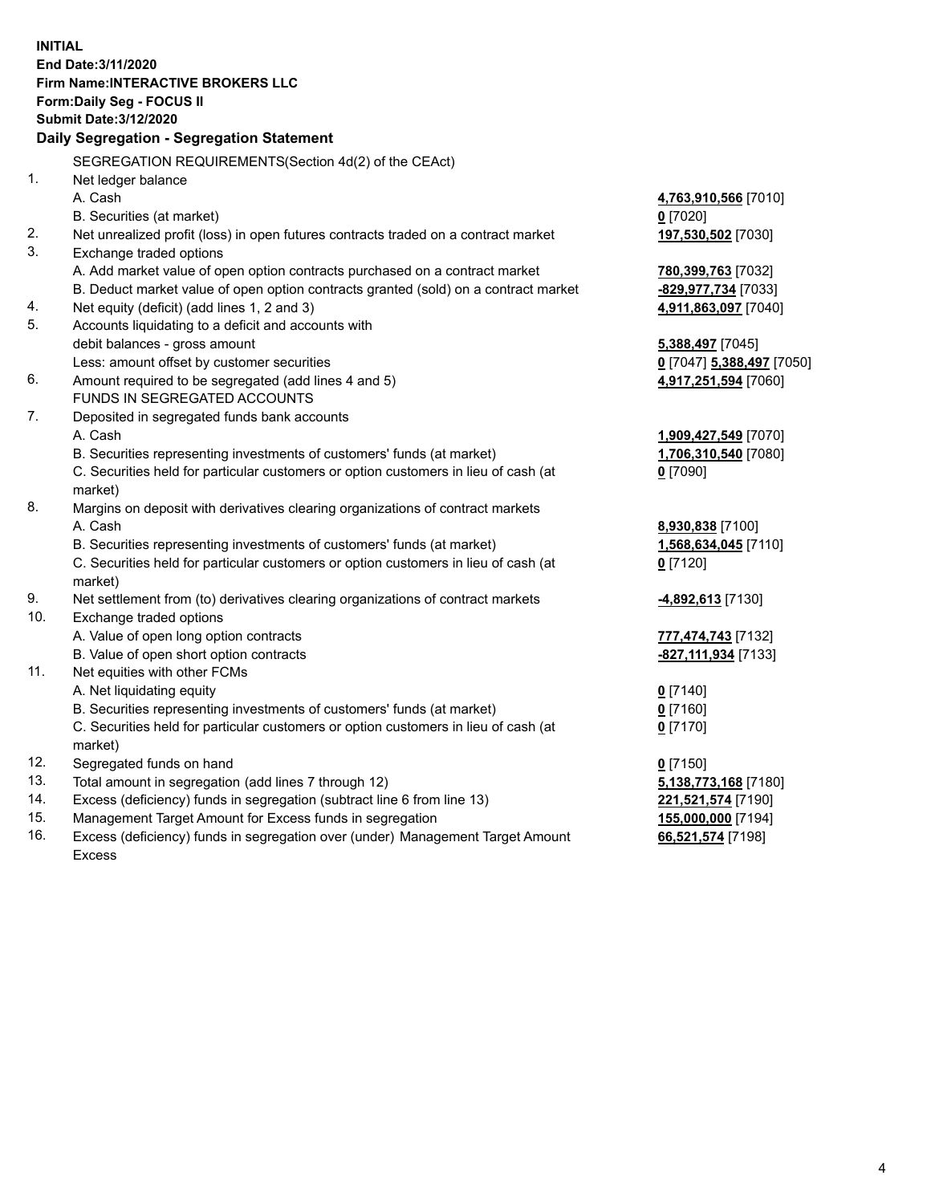**INITIAL**
**End Date:3/11/2020**
**Firm Name:INTERACTIVE BROKERS LLC**
**Form:Daily Seg - FOCUS II**
**Submit Date:3/12/2020**
**Daily Segregation - Segregation Statement**

SEGREGATION REQUIREMENTS(Section 4d(2) of the CEAct)

| | | |
|---|---|---|
| 1. | Net ledger balance | |
| | A. Cash | **4,763,910,566** [7010] |
| | B. Securities (at market) | **0** [7020] |
| 2. | Net unrealized profit (loss) in open futures contracts traded on a contract market | **197,530,502** [7030] |
| 3. | Exchange traded options | |
| | A. Add market value of open option contracts purchased on a contract market | **780,399,763** [7032] |
| | B. Deduct market value of open option contracts granted (sold) on a contract market | **-829,977,734** [7033] |
| 4. | Net equity (deficit) (add lines 1, 2 and 3) | **4,911,863,097** [7040] |
| 5. | Accounts liquidating to a deficit and accounts with debit balances - gross amount | **5,388,497** [7045] |
| | Less: amount offset by customer securities | **0** [7047] **5,388,497** [7050] |
| 6. | Amount required to be segregated (add lines 4 and 5) | **4,917,251,594** [7060] |
| | FUNDS IN SEGREGATED ACCOUNTS | |
| 7. | Deposited in segregated funds bank accounts | |
| | A. Cash | **1,909,427,549** [7070] |
| | B. Securities representing investments of customers' funds (at market) | **1,706,310,540** [7080] |
| | C. Securities held for particular customers or option customers in lieu of cash (at market) | **0** [7090] |
| 8. | Margins on deposit with derivatives clearing organizations of contract markets | |
| | A. Cash | **8,930,838** [7100] |
| | B. Securities representing investments of customers' funds (at market) | **1,568,634,045** [7110] |
| | C. Securities held for particular customers or option customers in lieu of cash (at market) | **0** [7120] |
| 9. | Net settlement from (to) derivatives clearing organizations of contract markets | **-4,892,613** [7130] |
| 10. | Exchange traded options | |
| | A. Value of open long option contracts | **777,474,743** [7132] |
| | B. Value of open short option contracts | **-827,111,934** [7133] |
| 11. | Net equities with other FCMs | |
| | A. Net liquidating equity | **0** [7140] |
| | B. Securities representing investments of customers' funds (at market) | **0** [7160] |
| | C. Securities held for particular customers or option customers in lieu of cash (at market) | **0** [7170] |
| 12. | Segregated funds on hand | **0** [7150] |
| 13. | Total amount in segregation (add lines 7 through 12) | **5,138,773,168** [7180] |
| 14. | Excess (deficiency) funds in segregation (subtract line 6 from line 13) | **221,521,574** [7190] |
| 15. | Management Target Amount for Excess funds in segregation | **155,000,000** [7194] |
| 16. | Excess (deficiency) funds in segregation over (under) Management Target Amount Excess | **66,521,574** [7198] |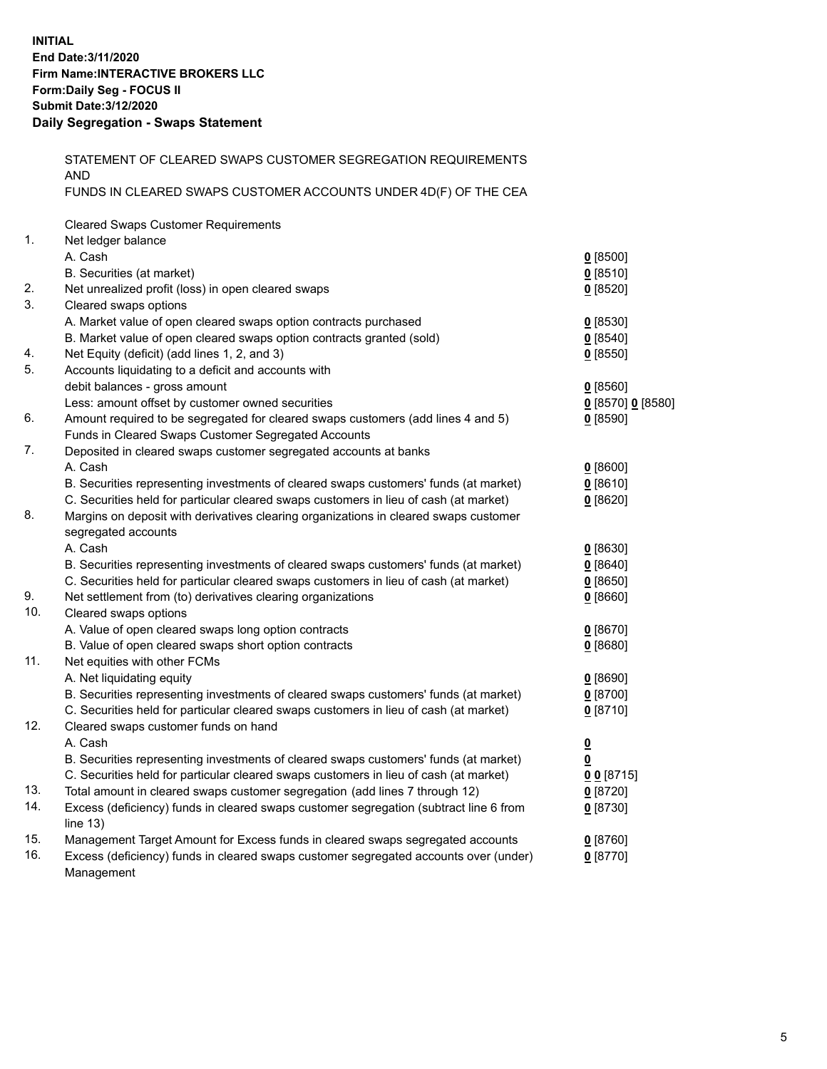**INITIAL**
**End Date:3/11/2020**
**Firm Name:INTERACTIVE BROKERS LLC**
**Form:Daily Seg - FOCUS II**
**Submit Date:3/12/2020**
**Daily Segregation - Swaps Statement**

STATEMENT OF CLEARED SWAPS CUSTOMER SEGREGATION REQUIREMENTS AND FUNDS IN CLEARED SWAPS CUSTOMER ACCOUNTS UNDER 4D(F) OF THE CEA

| | | |
|---|---|---|
| | Cleared Swaps Customer Requirements | |
| 1. | Net ledger balance | |
| | A. Cash | 0 [8500] |
| | B. Securities (at market) | 0 [8510] |
| 2. | Net unrealized profit (loss) in open cleared swaps | 0 [8520] |
| 3. | Cleared swaps options | |
| | A. Market value of open cleared swaps option contracts purchased | 0 [8530] |
| | B. Market value of open cleared swaps option contracts granted (sold) | 0 [8540] |
| 4. | Net Equity (deficit) (add lines 1, 2, and 3) | 0 [8550] |
| 5. | Accounts liquidating to a deficit and accounts with debit balances - gross amount | 0 [8560] |
| | Less: amount offset by customer owned securities | 0 [8570] 0 [8580] |
| 6. | Amount required to be segregated for cleared swaps customers (add lines 4 and 5) | 0 [8590] |
| | Funds in Cleared Swaps Customer Segregated Accounts | |
| 7. | Deposited in cleared swaps customer segregated accounts at banks | |
| | A. Cash | 0 [8600] |
| | B. Securities representing investments of cleared swaps customers' funds (at market) | 0 [8610] |
| | C. Securities held for particular cleared swaps customers in lieu of cash (at market) | 0 [8620] |
| 8. | Margins on deposit with derivatives clearing organizations in cleared swaps customer segregated accounts | |
| | A. Cash | 0 [8630] |
| | B. Securities representing investments of cleared swaps customers' funds (at market) | 0 [8640] |
| | C. Securities held for particular cleared swaps customers in lieu of cash (at market) | 0 [8650] |
| 9. | Net settlement from (to) derivatives clearing organizations | 0 [8660] |
| 10. | Cleared swaps options | |
| | A. Value of open cleared swaps long option contracts | 0 [8670] |
| | B. Value of open cleared swaps short option contracts | 0 [8680] |
| 11. | Net equities with other FCMs | |
| | A. Net liquidating equity | 0 [8690] |
| | B. Securities representing investments of cleared swaps customers' funds (at market) | 0 [8700] |
| | C. Securities held for particular cleared swaps customers in lieu of cash (at market) | 0 [8710] |
| 12. | Cleared swaps customer funds on hand | |
| | A. Cash | 0 |
| | B. Securities representing investments of cleared swaps customers' funds (at market) | 0 |
| | C. Securities held for particular cleared swaps customers in lieu of cash (at market) | 0 0 [8715] |
| 13. | Total amount in cleared swaps customer segregation (add lines 7 through 12) | 0 [8720] |
| 14. | Excess (deficiency) funds in cleared swaps customer segregation (subtract line 6 from line 13) | 0 [8730] |
| 15. | Management Target Amount for Excess funds in cleared swaps segregated accounts | 0 [8760] |
| 16. | Excess (deficiency) funds in cleared swaps customer segregated accounts over (under) Management | 0 [8770] |